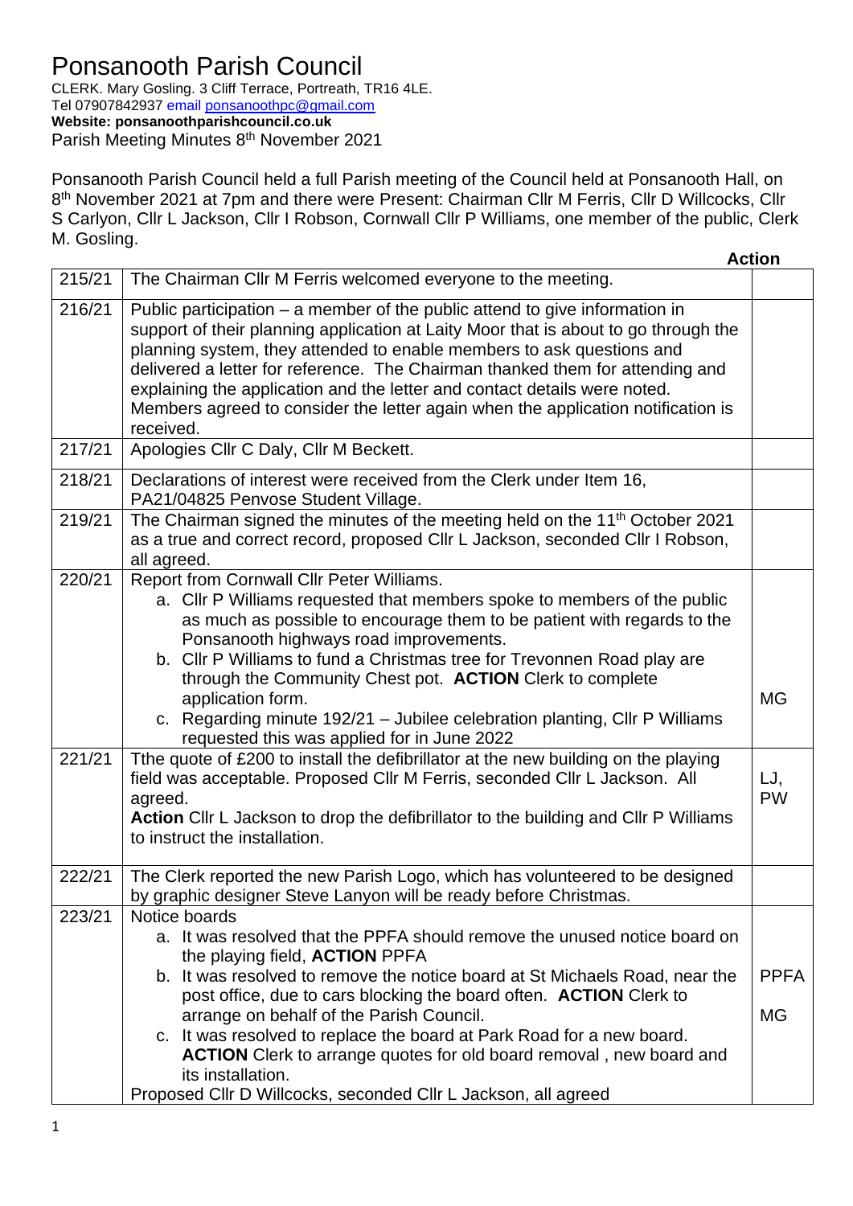# Ponsanooth Parish Council

CLERK. Mary Gosling. 3 Cliff Terrace, Portreath, TR16 4LE.
Tel 07907842937 email ponsanoothpc@gmail.com
**Website: ponsanoothparishcouncil.co.uk**
Parish Meeting Minutes 8th November 2021

Ponsanooth Parish Council held a full Parish meeting of the Council held at Ponsanooth Hall, on 8th November 2021 at 7pm and there were Present: Chairman Cllr M Ferris, Cllr D Willcocks, Cllr S Carlyon, Cllr L Jackson, Cllr I Robson, Cornwall Cllr P Williams, one member of the public, Clerk M. Gosling.

| | | **Action** |
|---|---|---|
| 215/21 | The Chairman Cllr M Ferris welcomed everyone to the meeting. | |
| 216/21 | Public participation – a member of the public attend to give information in support of their planning application at Laity Moor that is about to go through the planning system, they attended to enable members to ask questions and delivered a letter for reference. The Chairman thanked them for attending and explaining the application and the letter and contact details were noted. Members agreed to consider the letter again when the application notification is received. | |
| 217/21 | Apologies Cllr C Daly, Cllr M Beckett. | |
| 218/21 | Declarations of interest were received from the Clerk under Item 16, PA21/04825 Penvose Student Village. | |
| 219/21 | The Chairman signed the minutes of the meeting held on the 11th October 2021 as a true and correct record, proposed Cllr L Jackson, seconded Cllr I Robson, all agreed. | |
| 220/21 | Report from Cornwall Cllr Peter Williams.<br>a. Cllr P Williams requested that members spoke to members of the public as much as possible to encourage them to be patient with regards to the Ponsanooth highways road improvements.<br>b. Cllr P Williams to fund a Christmas tree for Trevonnen Road play are through the Community Chest pot. **ACTION** Clerk to complete application form.<br>c. Regarding minute 192/21 – Jubilee celebration planting, Cllr P Williams requested this was applied for in June 2022 | MG |
| 221/21 | Tthe quote of £200 to install the defibrillator at the new building on the playing field was acceptable. Proposed Cllr M Ferris, seconded Cllr L Jackson. All agreed.<br>**Action** Cllr L Jackson to drop the defibrillator to the building and Cllr P Williams to instruct the installation. | LJ, PW |
| 222/21 | The Clerk reported the new Parish Logo, which has volunteered to be designed by graphic designer Steve Lanyon will be ready before Christmas. | |
| 223/21 | Notice boards<br>a. It was resolved that the PPFA should remove the unused notice board on the playing field, **ACTION** PPFA<br>b. It was resolved to remove the notice board at St Michaels Road, near the post office, due to cars blocking the board often. **ACTION** Clerk to arrange on behalf of the Parish Council.<br>c. It was resolved to replace the board at Park Road for a new board. **ACTION** Clerk to arrange quotes for old board removal , new board and its installation.<br>Proposed Cllr D Willcocks, seconded Cllr L Jackson, all agreed | PPFA<br>MG |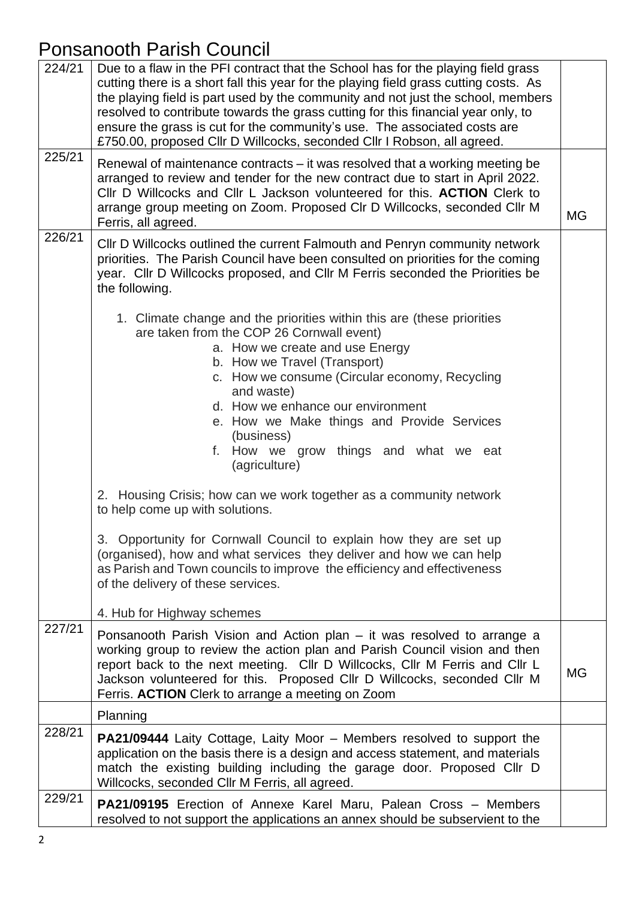# Ponsanooth Parish Council

| | | |
|---|---|---|
| 224/21 | Due to a flaw in the PFI contract that the School has for the playing field grass cutting there is a short fall this year for the playing field grass cutting costs. As the playing field is part used by the community and not just the school, members resolved to contribute towards the grass cutting for this financial year only, to ensure the grass is cut for the community's use. The associated costs are £750.00, proposed Cllr D Willcocks, seconded Cllr I Robson, all agreed. | |
| 225/21 | Renewal of maintenance contracts – it was resolved that a working meeting be arranged to review and tender for the new contract due to start in April 2022. Cllr D Willcocks and Cllr L Jackson volunteered for this. **ACTION** Clerk to arrange group meeting on Zoom. Proposed Clr D Willcocks, seconded Cllr M Ferris, all agreed. | MG |
| 226/21 | Cllr D Willcocks outlined the current Falmouth and Penryn community network priorities. The Parish Council have been consulted on priorities for the coming year. Cllr D Willcocks proposed, and Cllr M Ferris seconded the Priorities be the following.<br><br>1. Climate change and the priorities within this are (these priorities are taken from the COP 26 Cornwall event)<br>a. How we create and use Energy<br>b. How we Travel (Transport)<br>c. How we consume (Circular economy, Recycling and waste)<br>d. How we enhance our environment<br>e. How we Make things and Provide Services (business)<br>f. How we grow things and what we eat (agriculture)<br><br>2. Housing Crisis; how can we work together as a community network to help come up with solutions.<br><br>3. Opportunity for Cornwall Council to explain how they are set up (organised), how and what services they deliver and how we can help as Parish and Town councils to improve the efficiency and effectiveness of the delivery of these services.<br><br>4. Hub for Highway schemes | |
| 227/21 | Ponsanooth Parish Vision and Action plan – it was resolved to arrange a working group to review the action plan and Parish Council vision and then report back to the next meeting. Cllr D Willcocks, Cllr M Ferris and Cllr L Jackson volunteered for this. Proposed Cllr D Willcocks, seconded Cllr M Ferris. **ACTION** Clerk to arrange a meeting on Zoom | MG |
| | Planning | |
| 228/21 | **PA21/09444** Laity Cottage, Laity Moor – Members resolved to support the application on the basis there is a design and access statement, and materials match the existing building including the garage door. Proposed Cllr D Willcocks, seconded Cllr M Ferris, all agreed. | |
| 229/21 | **PA21/09195** Erection of Annexe Karel Maru, Palean Cross – Members resolved to not support the applications an annex should be subservient to the | |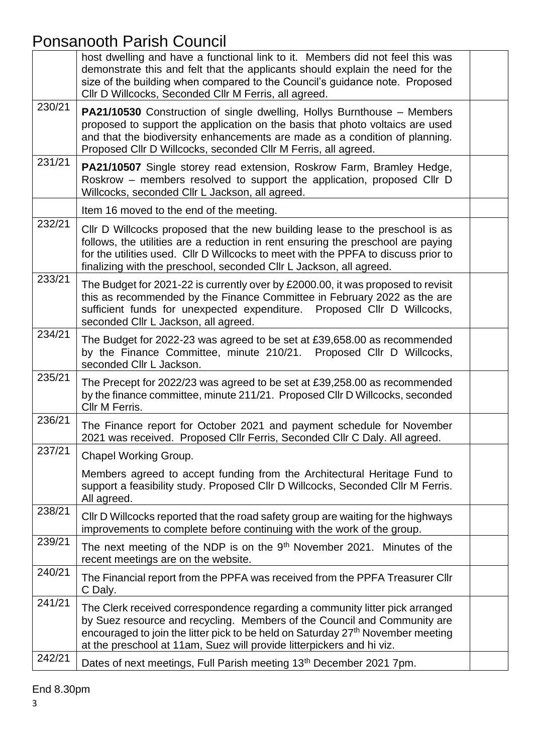# Ponsanooth Parish Council

| | | |
|---|---|---|
| | host dwelling and have a functional link to it. Members did not feel this was demonstrate this and felt that the applicants should explain the need for the size of the building when compared to the Council's guidance note. Proposed Cllr D Willcocks, Seconded Cllr M Ferris, all agreed. | |
| 230/21 | **PA21/10530** Construction of single dwelling, Hollys Burnthouse – Members proposed to support the application on the basis that photo voltaics are used and that the biodiversity enhancements are made as a condition of planning. Proposed Cllr D Willcocks, seconded Cllr M Ferris, all agreed. | |
| 231/21 | **PA21/10507** Single storey read extension, Roskrow Farm, Bramley Hedge, Roskrow – members resolved to support the application, proposed Cllr D Willcocks, seconded Cllr L Jackson, all agreed. | |
| | Item 16 moved to the end of the meeting. | |
| 232/21 | Cllr D Willcocks proposed that the new building lease to the preschool is as follows, the utilities are a reduction in rent ensuring the preschool are paying for the utilities used. Cllr D Willcocks to meet with the PPFA to discuss prior to finalizing with the preschool, seconded Cllr L Jackson, all agreed. | |
| 233/21 | The Budget for 2021-22 is currently over by £2000.00, it was proposed to revisit this as recommended by the Finance Committee in February 2022 as the are sufficient funds for unexpected expenditure. Proposed Cllr D Willcocks, seconded Cllr L Jackson, all agreed. | |
| 234/21 | The Budget for 2022-23 was agreed to be set at £39,658.00 as recommended by the Finance Committee, minute 210/21. Proposed Cllr D Willcocks, seconded Cllr L Jackson. | |
| 235/21 | The Precept for 2022/23 was agreed to be set at £39,258.00 as recommended by the finance committee, minute 211/21. Proposed Cllr D Willcocks, seconded Cllr M Ferris. | |
| 236/21 | The Finance report for October 2021 and payment schedule for November 2021 was received. Proposed Cllr Ferris, Seconded Cllr C Daly. All agreed. | |
| 237/21 | Chapel Working Group.<br><br>Members agreed to accept funding from the Architectural Heritage Fund to support a feasibility study. Proposed Cllr D Willcocks, Seconded Cllr M Ferris. All agreed. | |
| 238/21 | Cllr D Willcocks reported that the road safety group are waiting for the highways improvements to complete before continuing with the work of the group. | |
| 239/21 | The next meeting of the NDP is on the 9th November 2021. Minutes of the recent meetings are on the website. | |
| 240/21 | The Financial report from the PPFA was received from the PPFA Treasurer Cllr C Daly. | |
| 241/21 | The Clerk received correspondence regarding a community litter pick arranged by Suez resource and recycling. Members of the Council and Community are encouraged to join the litter pick to be held on Saturday 27th November meeting at the preschool at 11am, Suez will provide litterpickers and hi viz. | |
| 242/21 | Dates of next meetings, Full Parish meeting 13th December 2021 7pm. | |

End 8.30pm